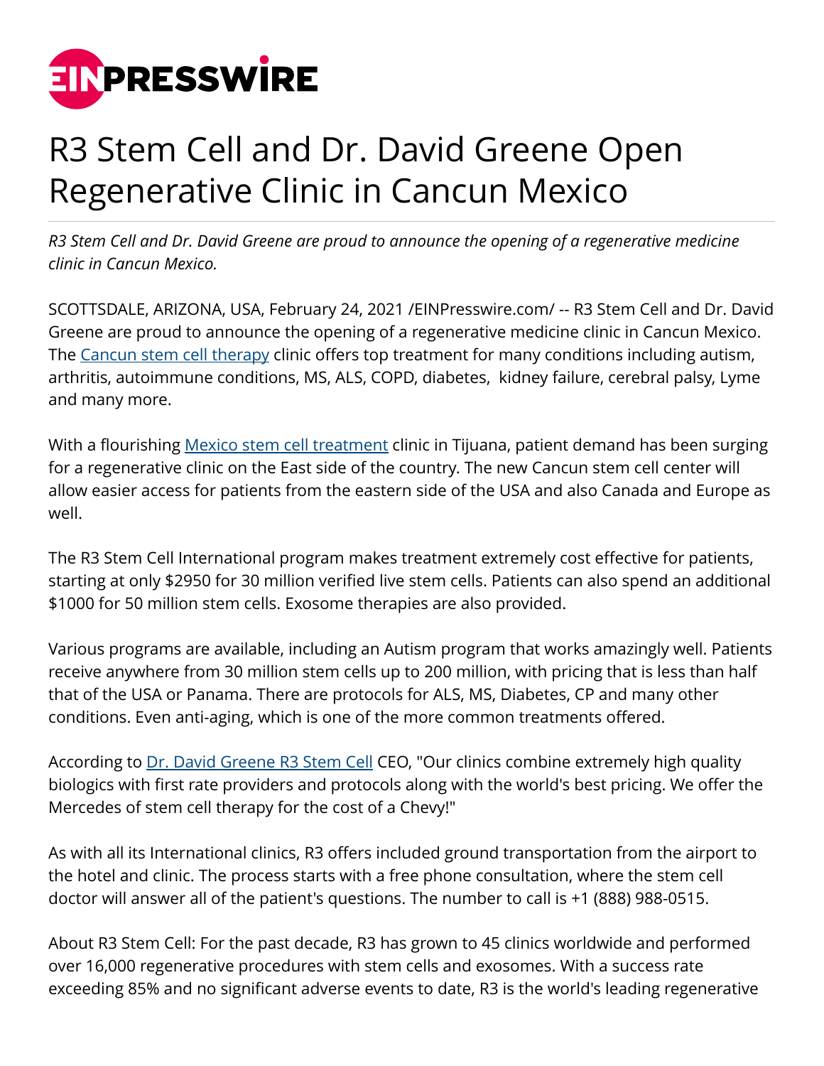# R3 Stem Cell and Dr. David Greene Open Regenerative Clinic in Cancun Mexico

*R3 Stem Cell and Dr. David Greene are proud to announce the opening of a regenerative medicine clinic in Cancun Mexico.*

SCOTTSDALE, ARIZONA, USA, February 24, 2021 /EINPresswire.com/ -- R3 Stem Cell and Dr. David Greene are proud to announce the opening of a regenerative medicine clinic in Cancun Mexico. The Cancun stem cell therapy clinic offers top treatment for many conditions including autism, arthritis, autoimmune conditions, MS, ALS, COPD, diabetes, kidney failure, cerebral palsy, Lyme and many more.

With a flourishing Mexico stem cell treatment clinic in Tijuana, patient demand has been surging for a regenerative clinic on the East side of the country. The new Cancun stem cell center will allow easier access for patients from the eastern side of the USA and also Canada and Europe as well.

The R3 Stem Cell International program makes treatment extremely cost effective for patients, starting at only $2950 for 30 million verified live stem cells. Patients can also spend an additional $1000 for 50 million stem cells. Exosome therapies are also provided.

Various programs are available, including an Autism program that works amazingly well. Patients receive anywhere from 30 million stem cells up to 200 million, with pricing that is less than half that of the USA or Panama. There are protocols for ALS, MS, Diabetes, CP and many other conditions. Even anti-aging, which is one of the more common treatments offered.

According to Dr. David Greene R3 Stem Cell CEO, "Our clinics combine extremely high quality biologics with first rate providers and protocols along with the world's best pricing. We offer the Mercedes of stem cell therapy for the cost of a Chevy!"

As with all its International clinics, R3 offers included ground transportation from the airport to the hotel and clinic. The process starts with a free phone consultation, where the stem cell doctor will answer all of the patient's questions. The number to call is +1 (888) 988-0515.

About R3 Stem Cell: For the past decade, R3 has grown to 45 clinics worldwide and performed over 16,000 regenerative procedures with stem cells and exosomes. With a success rate exceeding 85% and no significant adverse events to date, R3 is the world's leading regenerative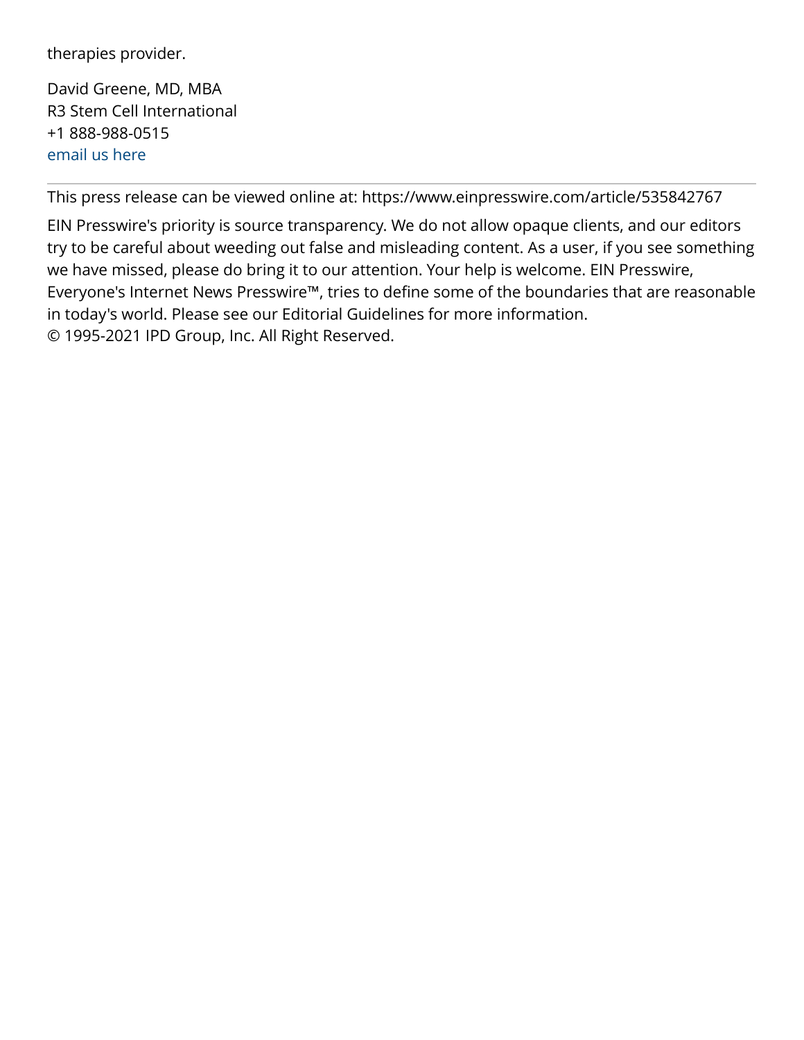therapies provider.

David Greene, MD, MBA
R3 Stem Cell International
+1 888-988-0515
email us here

---

This press release can be viewed online at: https://www.einpresswire.com/article/535842767

EIN Presswire's priority is source transparency. We do not allow opaque clients, and our editors try to be careful about weeding out false and misleading content. As a user, if you see something we have missed, please do bring it to our attention. Your help is welcome. EIN Presswire, Everyone's Internet News Presswire™, tries to define some of the boundaries that are reasonable in today's world. Please see our Editorial Guidelines for more information.
© 1995-2021 IPD Group, Inc. All Right Reserved.